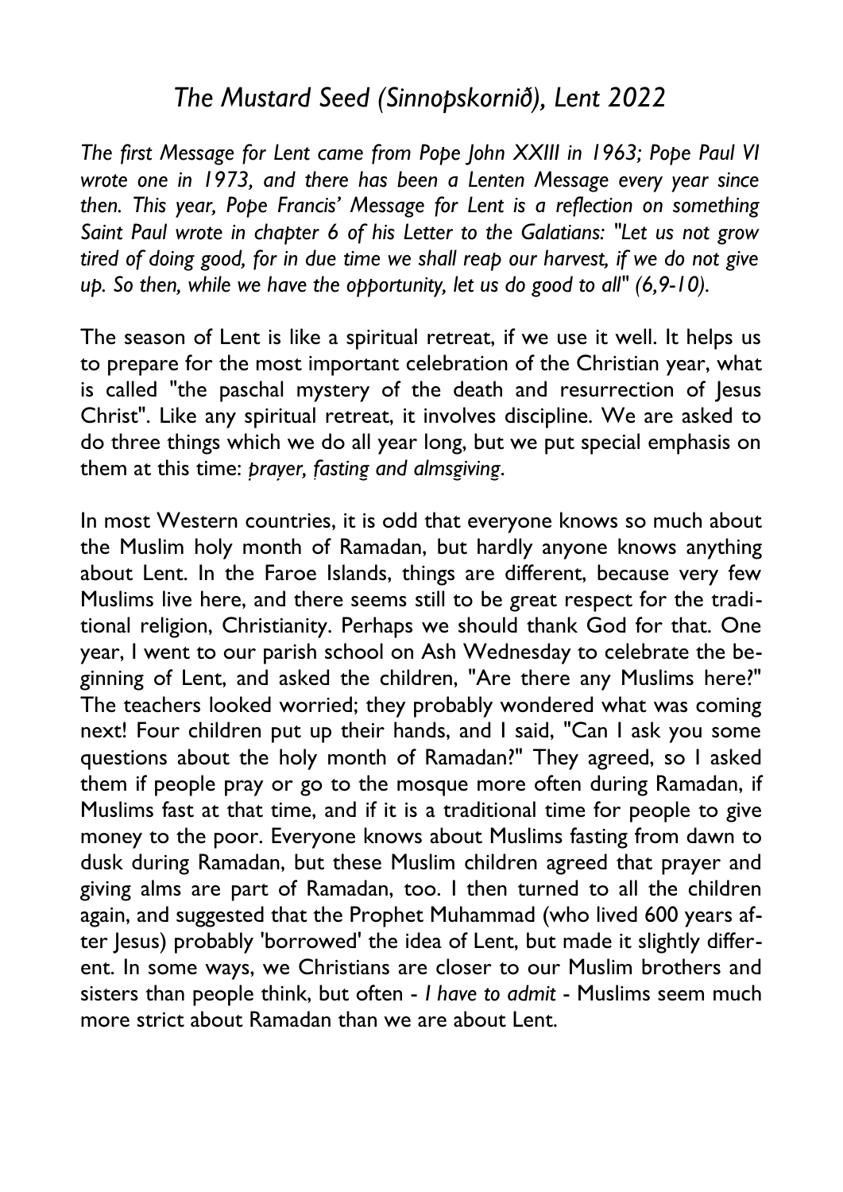# *The Mustard Seed (Sinnopskornið), Lent 2022*

*The first Message for Lent came from Pope John XXIII in 1963; Pope Paul VI wrote one in 1973, and there has been a Lenten Message every year since then. This year, Pope Francis' Message for Lent is a reflection on something Saint Paul wrote in chapter 6 of his Letter to the Galatians: "Let us not grow tired of doing good, for in due time we shall reap our harvest, if we do not give up. So then, while we have the opportunity, let us do good to all" (6,9-10).*

The season of Lent is like a spiritual retreat, if we use it well. It helps us to prepare for the most important celebration of the Christian year, what is called "the paschal mystery of the death and resurrection of Jesus Christ". Like any spiritual retreat, it involves discipline. We are asked to do three things which we do all year long, but we put special emphasis on them at this time: *prayer, fasting and almsgiving*.

In most Western countries, it is odd that everyone knows so much about the Muslim holy month of Ramadan, but hardly anyone knows anything about Lent. In the Faroe Islands, things are different, because very few Muslims live here, and there seems still to be great respect for the traditional religion, Christianity. Perhaps we should thank God for that. One year, I went to our parish school on Ash Wednesday to celebrate the beginning of Lent, and asked the children, "Are there any Muslims here?" The teachers looked worried; they probably wondered what was coming next! Four children put up their hands, and I said, "Can I ask you some questions about the holy month of Ramadan?" They agreed, so I asked them if people pray or go to the mosque more often during Ramadan, if Muslims fast at that time, and if it is a traditional time for people to give money to the poor. Everyone knows about Muslims fasting from dawn to dusk during Ramadan, but these Muslim children agreed that prayer and giving alms are part of Ramadan, too. I then turned to all the children again, and suggested that the Prophet Muhammad (who lived 600 years after Jesus) probably 'borrowed' the idea of Lent, but made it slightly different. In some ways, we Christians are closer to our Muslim brothers and sisters than people think, but often - *I have to admit* - Muslims seem much more strict about Ramadan than we are about Lent.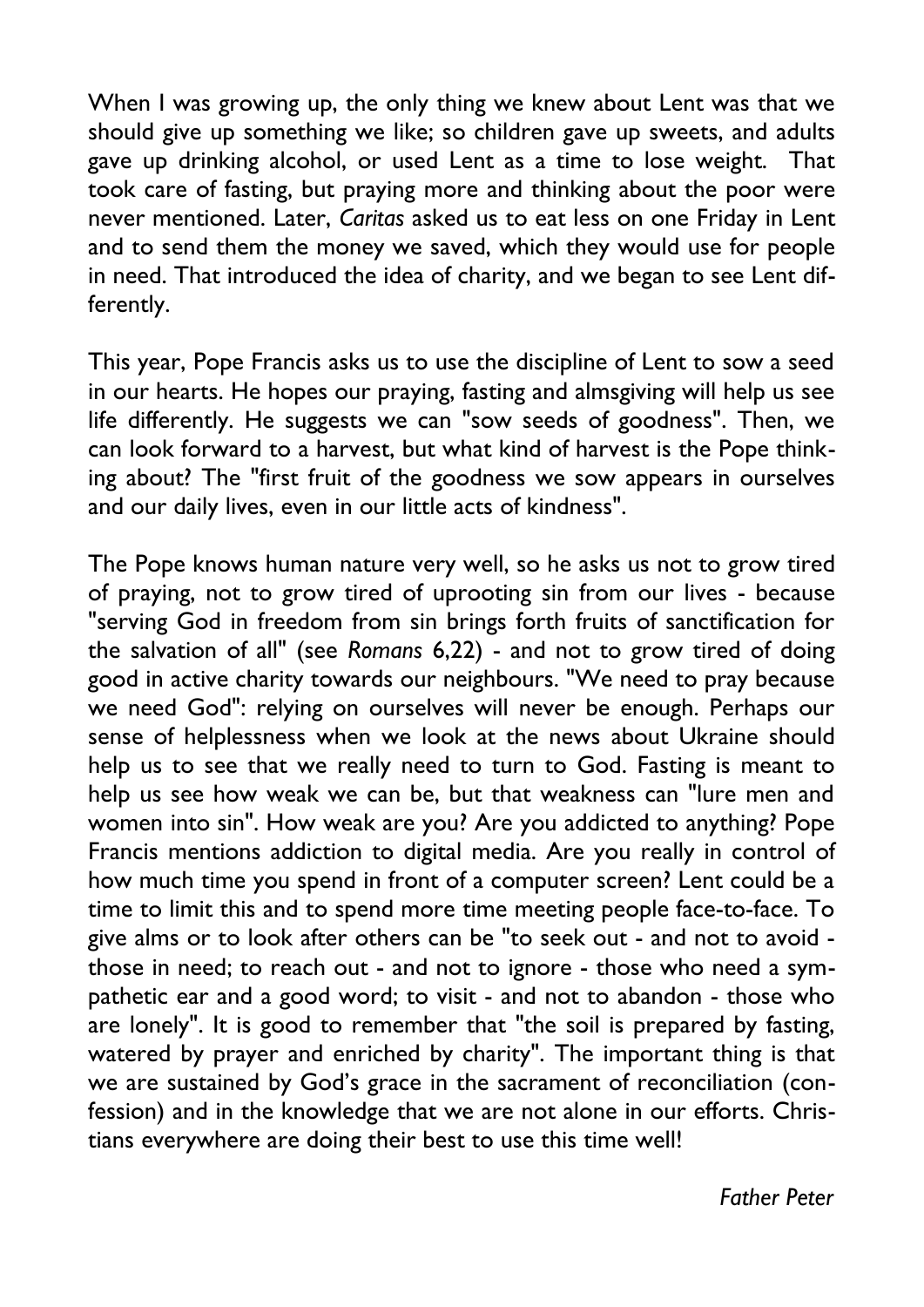When I was growing up, the only thing we knew about Lent was that we should give up something we like; so children gave up sweets, and adults gave up drinking alcohol, or used Lent as a time to lose weight. That took care of fasting, but praying more and thinking about the poor were never mentioned. Later, *Caritas* asked us to eat less on one Friday in Lent and to send them the money we saved, which they would use for people in need. That introduced the idea of charity, and we began to see Lent differently.

This year, Pope Francis asks us to use the discipline of Lent to sow a seed in our hearts. He hopes our praying, fasting and almsgiving will help us see life differently. He suggests we can "sow seeds of goodness". Then, we can look forward to a harvest, but what kind of harvest is the Pope thinking about? The "first fruit of the goodness we sow appears in ourselves and our daily lives, even in our little acts of kindness".

The Pope knows human nature very well, so he asks us not to grow tired of praying, not to grow tired of uprooting sin from our lives - because "serving God in freedom from sin brings forth fruits of sanctification for the salvation of all" (see *Romans* 6,22) - and not to grow tired of doing good in active charity towards our neighbours. "We need to pray because we need God": relying on ourselves will never be enough. Perhaps our sense of helplessness when we look at the news about Ukraine should help us to see that we really need to turn to God. Fasting is meant to help us see how weak we can be, but that weakness can "lure men and women into sin". How weak are you? Are you addicted to anything? Pope Francis mentions addiction to digital media. Are you really in control of how much time you spend in front of a computer screen? Lent could be a time to limit this and to spend more time meeting people face-to-face. To give alms or to look after others can be "to seek out - and not to avoid - those in need; to reach out - and not to ignore - those who need a sympathetic ear and a good word; to visit - and not to abandon - those who are lonely". It is good to remember that "the soil is prepared by fasting, watered by prayer and enriched by charity". The important thing is that we are sustained by God's grace in the sacrament of reconciliation (confession) and in the knowledge that we are not alone in our efforts. Christians everywhere are doing their best to use this time well!

*Father Peter*